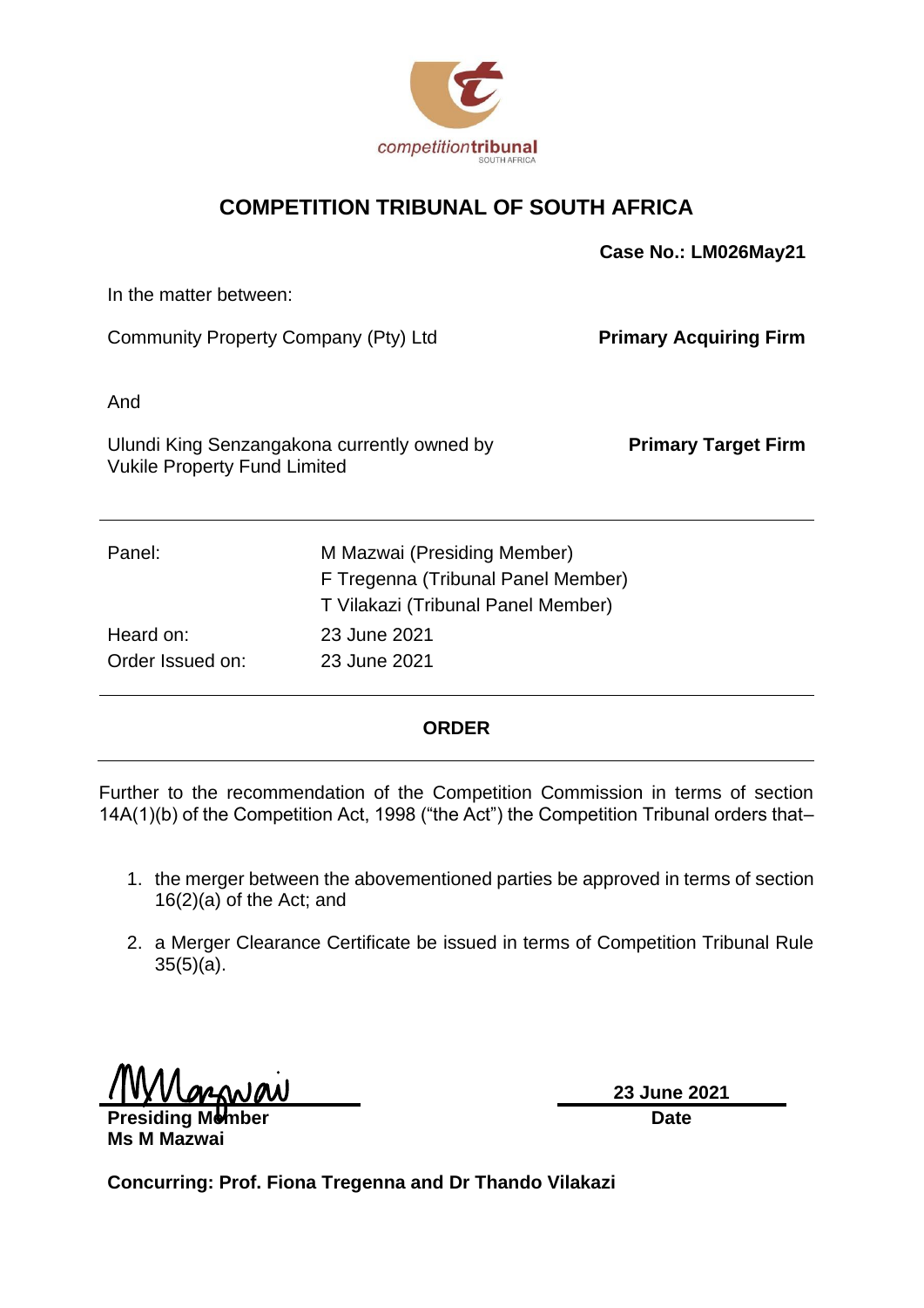competitiontribunal
SOUTH AFRICA

# COMPETITION TRIBUNAL OF SOUTH AFRICA

**Case No.: LM026May21**

In the matter between:

| | |
|---|---|
| Community Property Company (Pty) Ltd | **Primary Acquiring Firm** |
| And | |
| Ulundi King Senzangakona currently owned by Vukile Property Fund Limited | **Primary Target Firm** |

---

| | |
|---|---|
| Panel: | M Mazwai (Presiding Member) |
| | F Tregenna (Tribunal Panel Member) |
| | T Vilakazi (Tribunal Panel Member) |
| Heard on: | 23 June 2021 |
| Order Issued on: | 23 June 2021 |

---

## ORDER

---

Further to the recommendation of the Competition Commission in terms of section 14A(1)(b) of the Competition Act, 1998 ("the Act") the Competition Tribunal orders that–

1. the merger between the abovementioned parties be approved in terms of section 16(2)(a) of the Act; and
2. a Merger Clearance Certificate be issued in terms of Competition Tribunal Rule 35(5)(a).

MMazwai

**Presiding Member**
**Ms M Mazwai**

**23 June 2021**
**Date**

**Concurring: Prof. Fiona Tregenna and Dr Thando Vilakazi**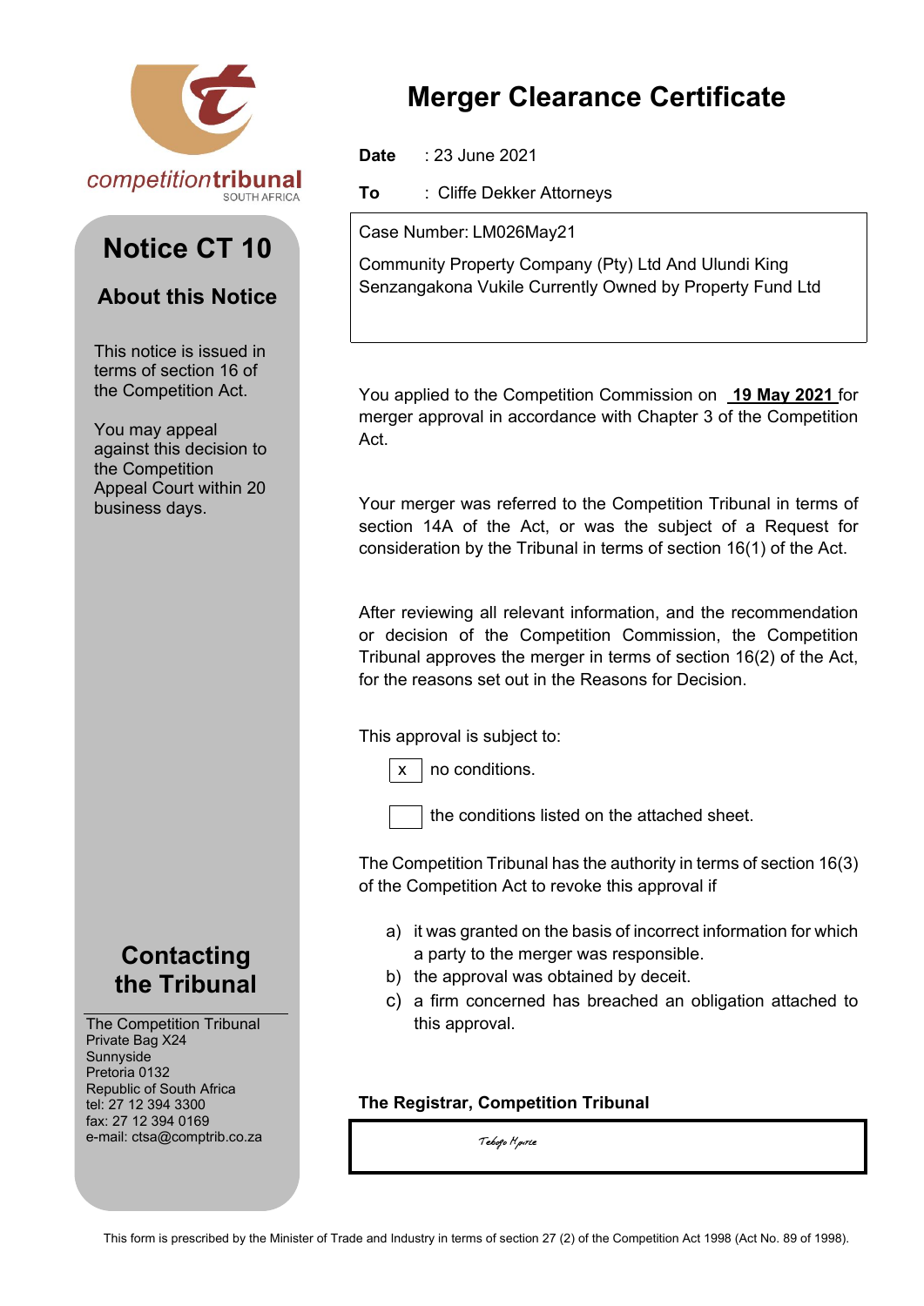competitiontribunal
SOUTH AFRICA

# Notice CT 10

## About this Notice

This notice is issued in terms of section 16 of the Competition Act.

You may appeal against this decision to the Competition Appeal Court within 20 business days.

## Contacting the Tribunal

The Competition Tribunal
Private Bag X24
Sunnyside
Pretoria 0132
Republic of South Africa
tel: 27 12 394 3300
fax: 27 12 394 0169
e-mail: ctsa@comptrib.co.za

# Merger Clearance Certificate

**Date** : 23 June 2021

**To** : Cliffe Dekker Attorneys

Case Number: LM026May21

Community Property Company (Pty) Ltd And Ulundi King Senzangakona Vukile Currently Owned by Property Fund Ltd

You applied to the Competition Commission on **19 May 2021** for merger approval in accordance with Chapter 3 of the Competition Act.

Your merger was referred to the Competition Tribunal in terms of section 14A of the Act, or was the subject of a Request for consideration by the Tribunal in terms of section 16(1) of the Act.

After reviewing all relevant information, and the recommendation or decision of the Competition Commission, the Competition Tribunal approves the merger in terms of section 16(2) of the Act, for the reasons set out in the Reasons for Decision.

This approval is subject to:

- [x] no conditions.
- [ ] the conditions listed on the attached sheet.

The Competition Tribunal has the authority in terms of section 16(3) of the Competition Act to revoke this approval if

a) it was granted on the basis of incorrect information for which a party to the merger was responsible.
b) the approval was obtained by deceit.
c) a firm concerned has breached an obligation attached to this approval.

**The Registrar, Competition Tribunal**

Tebogo Mpete

This form is prescribed by the Minister of Trade and Industry in terms of section 27 (2) of the Competition Act 1998 (Act No. 89 of 1998).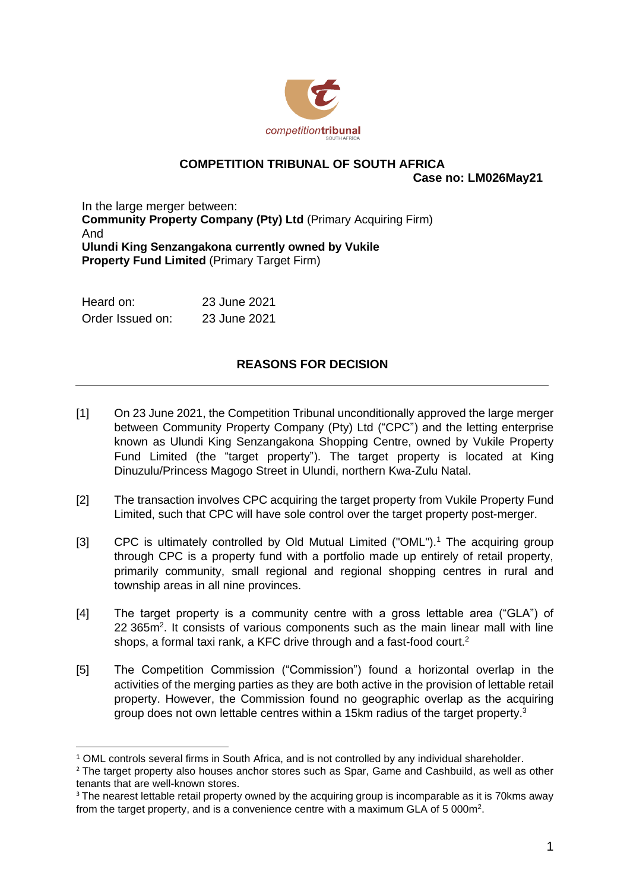**COMPETITION TRIBUNAL OF SOUTH AFRICA**

**Case no: LM026May21**

In the large merger between:

**Community Property Company (Pty) Ltd** (Primary Acquiring Firm)

And

**Ulundi King Senzangakona currently owned by Vukile Property Fund Limited** (Primary Target Firm)

| | |
|---|---|
| Heard on: | 23 June 2021 |
| Order Issued on: | 23 June 2021 |

## REASONS FOR DECISION

---

[1] On 23 June 2021, the Competition Tribunal unconditionally approved the large merger between Community Property Company (Pty) Ltd ("CPC") and the letting enterprise known as Ulundi King Senzangakona Shopping Centre, owned by Vukile Property Fund Limited (the "target property"). The target property is located at King Dinuzulu/Princess Magogo Street in Ulundi, northern Kwa-Zulu Natal.

[2] The transaction involves CPC acquiring the target property from Vukile Property Fund Limited, such that CPC will have sole control over the target property post-merger.

[3] CPC is ultimately controlled by Old Mutual Limited ("OML").[1] The acquiring group through CPC is a property fund with a portfolio made up entirely of retail property, primarily community, small regional and regional shopping centres in rural and township areas in all nine provinces.

[4] The target property is a community centre with a gross lettable area ("GLA") of 22 365m$^2$. It consists of various components such as the main linear mall with line shops, a formal taxi rank, a KFC drive through and a fast-food court.[2]

[5] The Competition Commission ("Commission") found a horizontal overlap in the activities of the merging parties as they are both active in the provision of lettable retail property. However, the Commission found no geographic overlap as the acquiring group does not own lettable centres within a 15km radius of the target property.[3]

---

[1] OML controls several firms in South Africa, and is not controlled by any individual shareholder.

[2] The target property also houses anchor stores such as Spar, Game and Cashbuild, as well as other tenants that are well-known stores.

[3] The nearest lettable retail property owned by the acquiring group is incomparable as it is 70kms away from the target property, and is a convenience centre with a maximum GLA of 5 000m$^2$.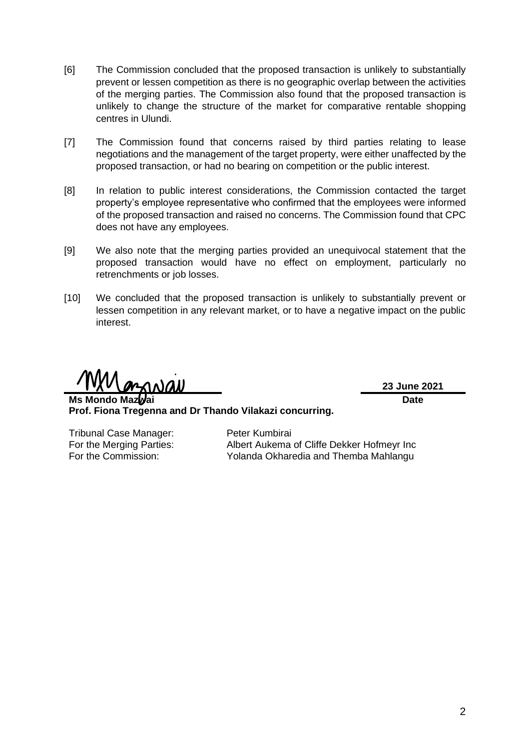[6] The Commission concluded that the proposed transaction is unlikely to substantially prevent or lessen competition as there is no geographic overlap between the activities of the merging parties. The Commission also found that the proposed transaction is unlikely to change the structure of the market for comparative rentable shopping centres in Ulundi.

[7] The Commission found that concerns raised by third parties relating to lease negotiations and the management of the target property, were either unaffected by the proposed transaction, or had no bearing on competition or the public interest.

[8] In relation to public interest considerations, the Commission contacted the target property's employee representative who confirmed that the employees were informed of the proposed transaction and raised no concerns. The Commission found that CPC does not have any employees.

[9] We also note that the merging parties provided an unequivocal statement that the proposed transaction would have no effect on employment, particularly no retrenchments or job losses.

[10] We concluded that the proposed transaction is unlikely to substantially prevent or lessen competition in any relevant market, or to have a negative impact on the public interest.

| | |
|---|---|
| **Ms Mondo Mazwai** | **23 June 2021** |
| | **Date** |

**Prof. Fiona Tregenna and Dr Thando Vilakazi concurring.**

Tribunal Case Manager: Peter Kumbirai
For the Merging Parties: Albert Aukema of Cliffe Dekker Hofmeyr Inc
For the Commission: Yolanda Okharedia and Themba Mahlangu